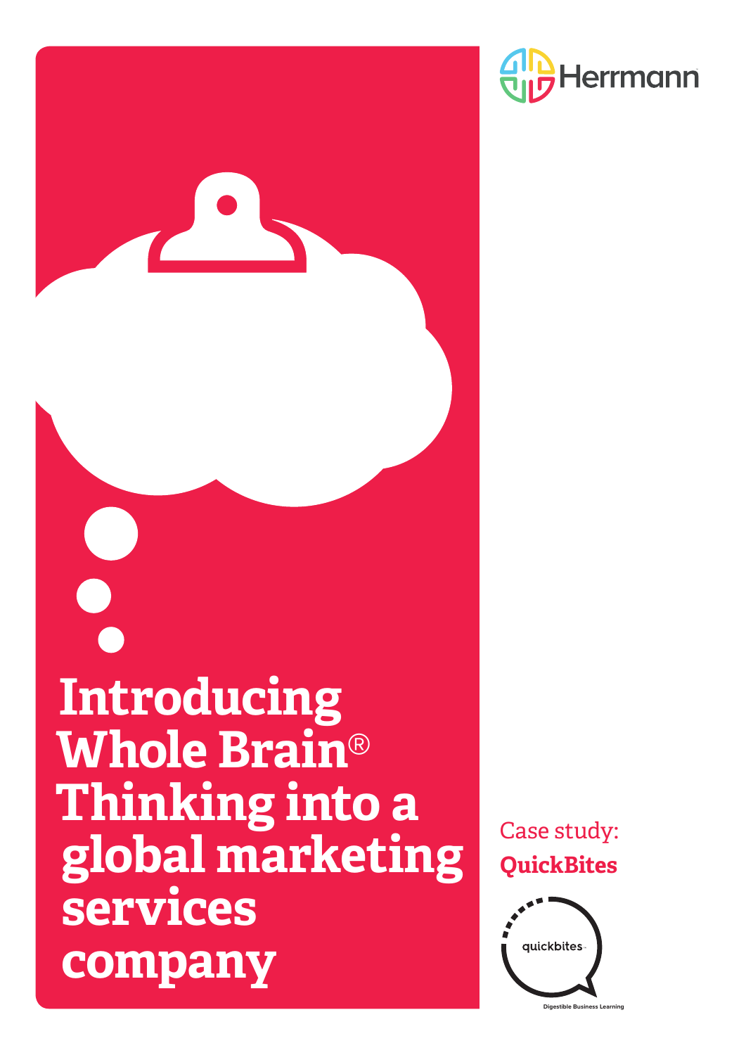Herrmann

# Introducing Whole Brain® Thinking into a global marketing services company

Case study:
**QuickBites**

quickbites

Digestible Business Learning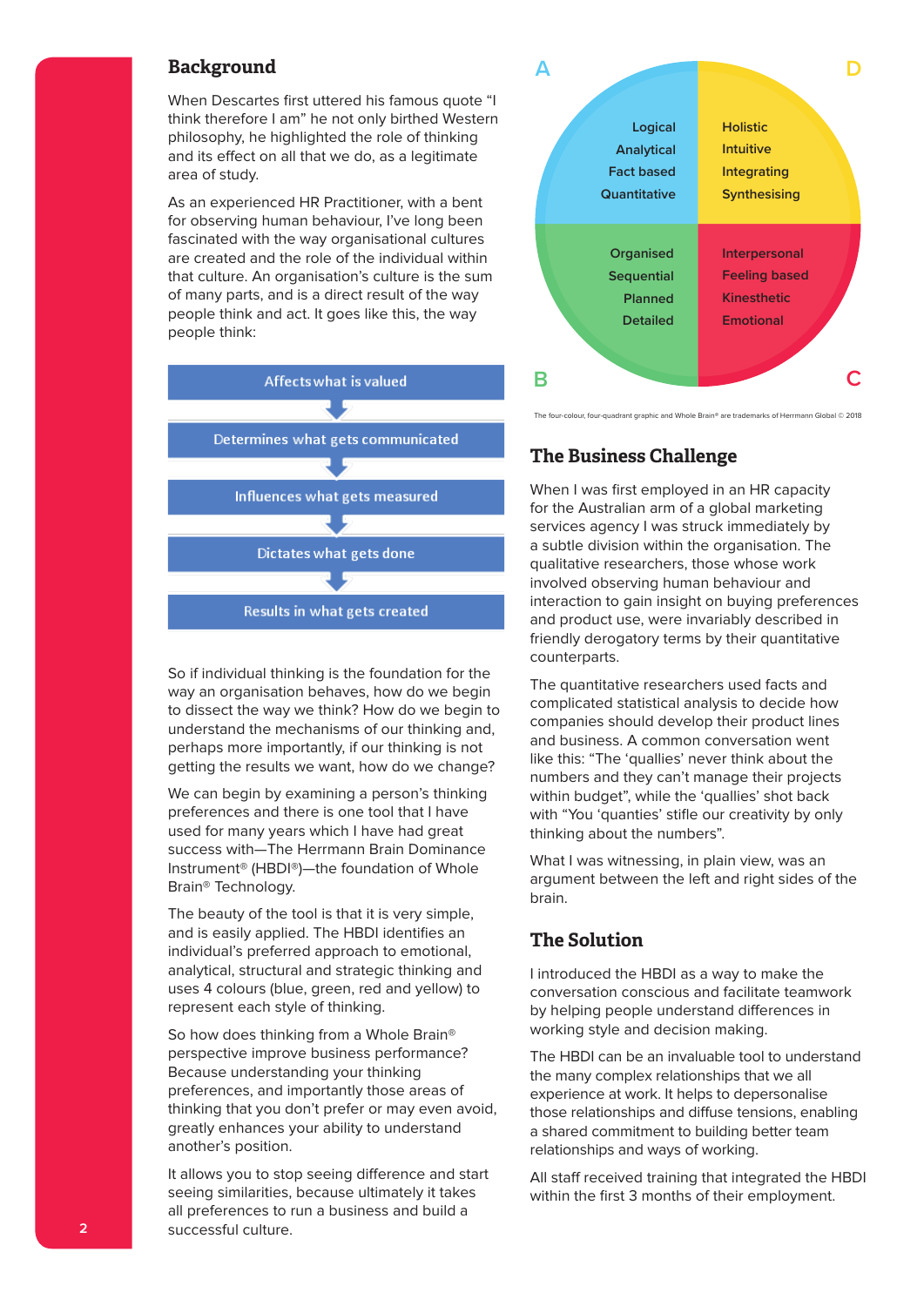## Background

When Descartes first uttered his famous quote "I think therefore I am" he not only birthed Western philosophy, he highlighted the role of thinking and its effect on all that we do, as a legitimate area of study.

As an experienced HR Practitioner, with a bent for observing human behaviour, I've long been fascinated with the way organisational cultures are created and the role of the individual within that culture. An organisation's culture is the sum of many parts, and is a direct result of the way people think and act. It goes like this, the way people think:

- Affects what is valued
- Determines what gets communicated
- Influences what gets measured
- Dictates what gets done
- Results in what gets created

So if individual thinking is the foundation for the way an organisation behaves, how do we begin to dissect the way we think? How do we begin to understand the mechanisms of our thinking and, perhaps more importantly, if our thinking is not getting the results we want, how do we change?

We can begin by examining a person's thinking preferences and there is one tool that I have used for many years which I have had great success with—The Herrmann Brain Dominance Instrument® (HBDI®)—the foundation of Whole Brain® Technology.

The beauty of the tool is that it is very simple, and is easily applied. The HBDI identifies an individual's preferred approach to emotional, analytical, structural and strategic thinking and uses 4 colours (blue, green, red and yellow) to represent each style of thinking.

So how does thinking from a Whole Brain® perspective improve business performance? Because understanding your thinking preferences, and importantly those areas of thinking that you don't prefer or may even avoid, greatly enhances your ability to understand another's position.

It allows you to stop seeing difference and start seeing similarities, because ultimately it takes all preferences to run a business and build a successful culture.

| A | D |
|---|---|
| Logical<br>Analytical<br>Fact based<br>Quantitative | Holistic<br>Intuitive<br>Integrating<br>Synthesising |
| Organised<br>Sequential<br>Planned<br>Detailed | Interpersonal<br>Feeling based<br>Kinesthetic<br>Emotional |
| B | C |

The four-colour, four-quadrant graphic and Whole Brain® are trademarks of Herrmann Global © 2018

## The Business Challenge

When I was first employed in an HR capacity for the Australian arm of a global marketing services agency I was struck immediately by a subtle division within the organisation. The qualitative researchers, those whose work involved observing human behaviour and interaction to gain insight on buying preferences and product use, were invariably described in friendly derogatory terms by their quantitative counterparts.

The quantitative researchers used facts and complicated statistical analysis to decide how companies should develop their product lines and business. A common conversation went like this: "The 'quallies' never think about the numbers and they can't manage their projects within budget", while the 'quallies' shot back with "You 'quanties' stifle our creativity by only thinking about the numbers".

What I was witnessing, in plain view, was an argument between the left and right sides of the brain.

## The Solution

I introduced the HBDI as a way to make the conversation conscious and facilitate teamwork by helping people understand differences in working style and decision making.

The HBDI can be an invaluable tool to understand the many complex relationships that we all experience at work. It helps to depersonalise those relationships and diffuse tensions, enabling a shared commitment to building better team relationships and ways of working.

All staff received training that integrated the HBDI within the first 3 months of their employment.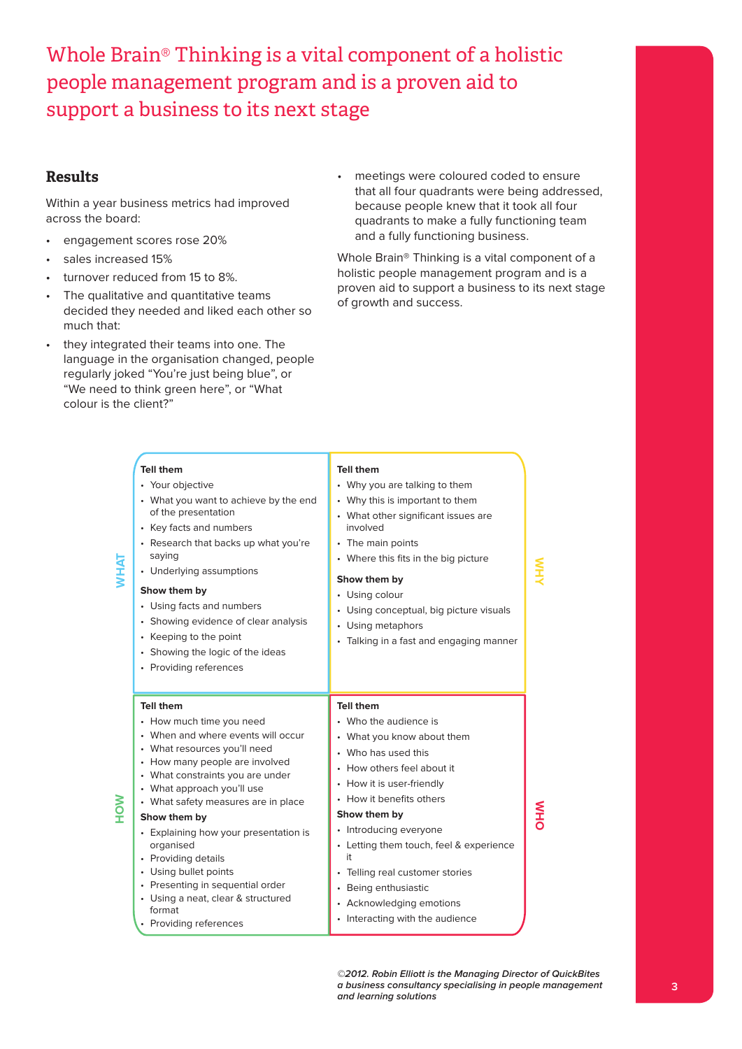# Whole Brain® Thinking is a vital component of a holistic people management program and is a proven aid to support a business to its next stage

## Results

Within a year business metrics had improved across the board:

- engagement scores rose 20%
- sales increased 15%
- turnover reduced from 15 to 8%.
- The qualitative and quantitative teams decided they needed and liked each other so much that:
- they integrated their teams into one. The language in the organisation changed, people regularly joked "You're just being blue", or "We need to think green here", or "What colour is the client?"
- meetings were coloured coded to ensure that all four quadrants were being addressed, because people knew that it took all four quadrants to make a fully functioning team and a fully functioning business.

Whole Brain® Thinking is a vital component of a holistic people management program and is a proven aid to support a business to its next stage of growth and success.

### WHAT

**Tell them**

- Your objective
- What you want to achieve by the end of the presentation
- Key facts and numbers
- Research that backs up what you're saying
- Underlying assumptions

**Show them by**

- Using facts and numbers
- Showing evidence of clear analysis
- Keeping to the point
- Showing the logic of the ideas
- Providing references

### WHY

**Tell them**

- Why you are talking to them
- Why this is important to them
- What other significant issues are involved
- The main points
- Where this fits in the big picture

**Show them by**

- Using colour
- Using conceptual, big picture visuals
- Using metaphors
- Talking in a fast and engaging manner

### HOW

**Tell them**

- How much time you need
- When and where events will occur
- What resources you'll need
- How many people are involved
- What constraints you are under
- What approach you'll use
- What safety measures are in place

**Show them by**

- Explaining how your presentation is organised
- Providing details
- Using bullet points
- Presenting in sequential order
- Using a neat, clear & structured format
- Providing references

### WHO

**Tell them**

- Who the audience is
- What you know about them
- Who has used this
- How others feel about it
- How it is user-friendly
- How it benefits others

**Show them by**

- Introducing everyone
- Letting them touch, feel & experience it
- Telling real customer stories
- Being enthusiastic
- Acknowledging emotions
- Interacting with the audience

*©2012. Robin Elliott is the Managing Director of QuickBites a business consultancy specialising in people management and learning solutions*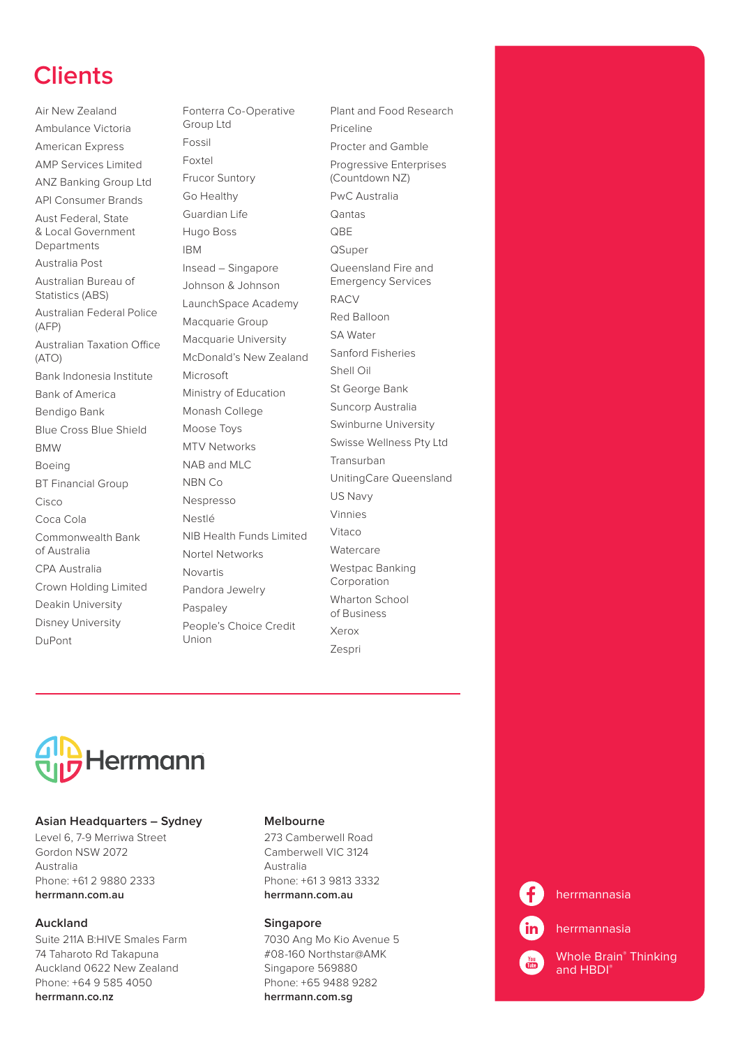# Clients

- Air New Zealand
- Ambulance Victoria
- American Express
- AMP Services Limited
- ANZ Banking Group Ltd
- API Consumer Brands
- Aust Federal, State & Local Government Departments
- Australia Post
- Australian Bureau of Statistics (ABS)
- Australian Federal Police (AFP)
- Australian Taxation Office (ATO)
- Bank Indonesia Institute
- Bank of America
- Bendigo Bank
- Blue Cross Blue Shield
- BMW
- Boeing
- BT Financial Group
- Cisco
- Coca Cola
- Commonwealth Bank of Australia
- CPA Australia
- Crown Holding Limited
- Deakin University
- Disney University
- DuPont
- Fonterra Co-Operative Group Ltd
- Fossil
- Foxtel
- Frucor Suntory
- Go Healthy
- Guardian Life
- Hugo Boss
- IBM
- Insead – Singapore
- Johnson & Johnson
- LaunchSpace Academy
- Macquarie Group
- Macquarie University
- McDonald's New Zealand
- Microsoft
- Ministry of Education
- Monash College
- Moose Toys
- MTV Networks
- NAB and MLC
- NBN Co
- Nespresso
- Nestlé
- NIB Health Funds Limited
- Nortel Networks
- Novartis
- Pandora Jewelry
- Paspaley
- People's Choice Credit Union
- Plant and Food Research
- Priceline
- Procter and Gamble
- Progressive Enterprises (Countdown NZ)
- PwC Australia
- Qantas
- QBE
- QSuper
- Queensland Fire and Emergency Services
- RACV
- Red Balloon
- SA Water
- Sanford Fisheries
- Shell Oil
- St George Bank
- Suncorp Australia
- Swinburne University
- Swisse Wellness Pty Ltd
- Transurban
- UnitingCare Queensland
- US Navy
- Vinnies
- Vitaco
- Watercare
- Westpac Banking Corporation
- Wharton School of Business
- Xerox
- Zespri

Herrmann

**Asian Headquarters – Sydney**
Level 6, 7-9 Merriwa Street
Gordon NSW 2072
Australia
Phone: +61 2 9880 2333
**herrmann.com.au**

**Auckland**
Suite 211A B:HIVE Smales Farm
74 Taharoto Rd Takapuna
Auckland 0622 New Zealand
Phone: +64 9 585 4050
**herrmann.co.nz**

**Melbourne**
273 Camberwell Road
Camberwell VIC 3124
Australia
Phone: +61 3 9813 3332
**herrmann.com.au**

**Singapore**
7030 Ang Mo Kio Avenue 5
#08-160 Northstar@AMK
Singapore 569880
Phone: +65 9488 9282
**herrmann.com.sg**

herrmannasia

herrmannasia

Whole Brain® Thinking and HBDI®